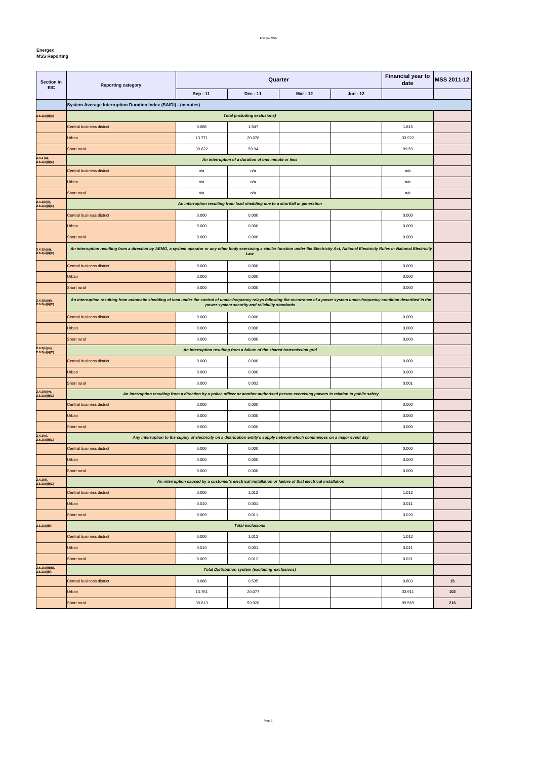**Energex**
**MSS Reporting**

| Section in EIC | Reporting category | Quarter | | | | Financial year to date | MSS 2011-12 |
|---|---|---|---|---|---|---|---|
| | | Sep - 11 | Dec - 11 | Mar - 12 | Jun - 12 | | |
| | **System Average Interruption Duration Index (SAIDI) - (minutes)** | | | | | | |
| 2.6.2(a)(i)(A) | ***Total (including exclusions)*** | | | | | | |
| | Central business district | 0.068 | 1.547 | | | 1.615 | |
| | Urban | 13.771 | 20.078 | | | 33.922 | |
| | Short rural | 39.622 | 59.94 | | | 99.59 | |
| 2.4.3 (a), 2.6.2(a)(i)(C) | ***An interruption of a duration of one minute or less*** | | | | | | |
| | Central business district | n/a | n/a | | | n/a | |
| | Urban | n/a | n/a | | | n/a | |
| | Short rural | n/a | n/a | | | n/a | |
| 2.4.3(b)(i), 2.6.2(a)(i)(C) | ***An interruption resulting from load shedding due to a shortfall in generation*** | | | | | | |
| | Central business district | 0.000 | 0.000 | | | 0.000 | |
| | Urban | 0.000 | 0.000 | | | 0.000 | |
| | Short rural | 0.000 | 0.000 | | | 0.000 | |
| 2.4.3(b)(ii), 2.6.2(a)(i)(C) | ***An interruption resulting from a direction by AEMO, a system operator or any other body exercising a similar function under the Electricity Act, National Electricity Rules or National Electricity Law*** | | | | | | |
| | Central business district | 0.000 | 0.000 | | | 0.000 | |
| | Urban | 0.000 | 0.000 | | | 0.000 | |
| | Short rural | 0.000 | 0.000 | | | 0.000 | |
| 2.4.3(b)(iii), 2.6.2(a)(i)(C) | ***An interruption resulting from automatic shedding of load under the control of under-frequency relays following the occurrence of a power system under-frequency condition described in the power system security and reliability standards*** | | | | | | |
| | Central business district | 0.000 | 0.000 | | | 0.000 | |
| | Urban | 0.000 | 0.000 | | | 0.000 | |
| | Short rural | 0.000 | 0.000 | | | 0.000 | |
| 2.4.3(b)(iv), 2.6.2(a)(i)(C) | ***An interruption resulting from a failure of the shared transmission grid*** | | | | | | |
| | Central business district | 0.000 | 0.000 | | | 0.000 | |
| | Urban | 0.000 | 0.000 | | | 0.000 | |
| | Short rural | 0.000 | 0.001 | | | 0.001 | |
| 2.4.3(b)(v), 2.6.2(a)(i)(C) | ***An interruption resulting from a direction by a police officer or another authorised person exercising powers in relation to public safety*** | | | | | | |
| | Central business district | 0.000 | 0.000 | | | 0.000 | |
| | Urban | 0.000 | 0.000 | | | 0.000 | |
| | Short rural | 0.000 | 0.000 | | | 0.000 | |
| 2.4.3(c), 2.6.2(a)(i)(C) | ***Any interruption to the supply of electricity on a distribution entity's supply network which commences on a major event day*** | | | | | | |
| | Central business district | 0.000 | 0.000 | | | 0.000 | |
| | Urban | 0.000 | 0.000 | | | 0.000 | |
| | Short rural | 0.000 | 0.000 | | | 0.000 | |
| 2.4.3(d), 2.6.2(a)(i)(C) | ***An interruption caused by a customer's electrical installation or failure of that electrical installation*** | | | | | | |
| | Central business district | 0.000 | 1.012 | | | 1.012 | |
| | Urban | 0.010 | 0.001 | | | 0.011 | |
| | Short rural | 0.009 | 0.011 | | | 0.020 | |
| 2.6.2(a)(iii) | ***Total exclusions*** | | | | | | |
| | Central business district | 0.000 | 1.012 | | | 1.012 | |
| | Urban | 0.010 | 0.001 | | | 0.011 | |
| | Short rural | 0.009 | 0.012 | | | 0.021 | |
| 2.6.2(a)(i)(B), 2.6.2(a)(iii) | ***Total Distribution system (excluding exclusions)*** | | | | | | |
| | Central business district | 0.068 | 0.535 | | | 0.603 | **15** |
| | Urban | 13.761 | 20.077 | | | 33.911 | **102** |
| | Short rural | 39.613 | 59.928 | | | 99.569 | **216** |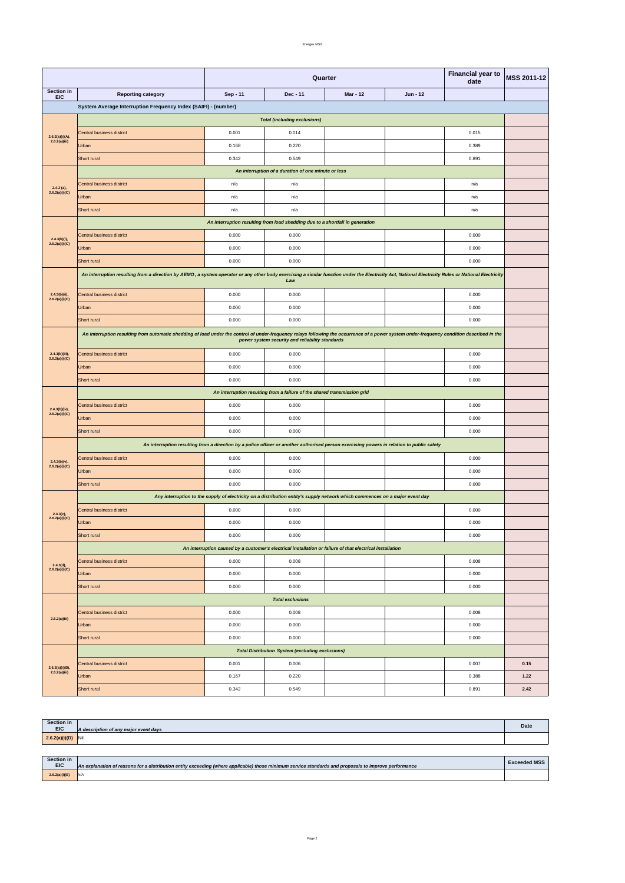| Section in EIC | Reporting category | Quarter | | | | Financial year to date | MSS 2011-12 |
|---|---|---|---|---|---|---|---|
| | | Sep - 11 | Dec - 11 | Mar - 12 | Jun - 12 | | |
| | **System Average Interruption Frequency Index (SAIFI) - (number)** | | | | | | |
| | *Total (including exclusions)* | | | | | | |
| 2.6.2(a)(i)(A), 2.6.2(a)(iii) | Central business district | 0.001 | 0.014 | | | 0.015 | |
| | Urban | 0.168 | 0.220 | | | 0.389 | |
| | Short rural | 0.342 | 0.549 | | | 0.891 | |
| | *An interruption of a duration of one minute or less* | | | | | | |
| 2.4.3 (a), 2.6.2(a)(i)(C) | Central business district | n/a | n/a | | | n/a | |
| | Urban | n/a | n/a | | | n/a | |
| | Short rural | n/a | n/a | | | n/a | |
| | *An interruption resulting from load shedding due to a shortfall in generation* | | | | | | |
| 2.4.3(b)(i), 2.6.2(a)(i)(C) | Central business district | 0.000 | 0.000 | | | 0.000 | |
| | Urban | 0.000 | 0.000 | | | 0.000 | |
| | Short rural | 0.000 | 0.000 | | | 0.000 | |
| | *An interruption resulting from a direction by AEMO, a system operator or any other body exercising a similar function under the Electricity Act, National Electricity Rules or National Electricity Law* | | | | | | |
| 2.4.3(b)(ii), 2.6.2(a)(i)(C) | Central business district | 0.000 | 0.000 | | | 0.000 | |
| | Urban | 0.000 | 0.000 | | | 0.000 | |
| | Short rural | 0.000 | 0.000 | | | 0.000 | |
| | *An interruption resulting from automatic shedding of load under the control of under-frequency relays following the occurrence of a power system under-frequency condition described in the power system security and reliability standards* | | | | | | |
| 2.4.3(b)(iii), 2.6.2(a)(i)(C) | Central business district | 0.000 | 0.000 | | | 0.000 | |
| | Urban | 0.000 | 0.000 | | | 0.000 | |
| | Short rural | 0.000 | 0.000 | | | 0.000 | |
| | *An interruption resulting from a failure of the shared transmission grid* | | | | | | |
| 2.4.3(b)(iv), 2.6.2(a)(i)(C) | Central business district | 0.000 | 0.000 | | | 0.000 | |
| | Urban | 0.000 | 0.000 | | | 0.000 | |
| | Short rural | 0.000 | 0.000 | | | 0.000 | |
| | *An interruption resulting from a direction by a police officer or another authorised person exercising powers in relation to public safety* | | | | | | |
| 2.4.3(b)(v), 2.6.2(a)(i)(C) | Central business district | 0.000 | 0.000 | | | 0.000 | |
| | Urban | 0.000 | 0.000 | | | 0.000 | |
| | Short rural | 0.000 | 0.000 | | | 0.000 | |
| | *Any interruption to the supply of electricity on a distribution entity's supply network which commences on a major event day* | | | | | | |
| 2.4.3(c), 2.6.2(a)(i)(C) | Central business district | 0.000 | 0.000 | | | 0.000 | |
| | Urban | 0.000 | 0.000 | | | 0.000 | |
| | Short rural | 0.000 | 0.000 | | | 0.000 | |
| | *An interruption caused by a customer's electrical installation or failure of that electrical installation* | | | | | | |
| 2.4.3(d), 2.6.2(a)(i)(C) | Central business district | 0.000 | 0.008 | | | 0.008 | |
| | Urban | 0.000 | 0.000 | | | 0.000 | |
| | Short rural | 0.000 | 0.000 | | | 0.000 | |
| | *Total exclusions* | | | | | | |
| 2.6.2(a)(iii) | Central business district | 0.000 | 0.008 | | | 0.008 | |
| | Urban | 0.000 | 0.000 | | | 0.000 | |
| | Short rural | 0.000 | 0.000 | | | 0.000 | |
| | *Total Distribution System (excluding exclusions)* | | | | | | |
| 2.6.2(a)(i)(B), 2.6.2(a)(iii) | Central business district | 0.001 | 0.006 | | | 0.007 | **0.15** |
| | Urban | 0.167 | 0.220 | | | 0.388 | **1.22** |
| | Short rural | 0.342 | 0.549 | | | 0.891 | **2.42** |

| Section in EIC | *A description of any major event days* | Date |
|---|---|---|
| 2.6.2(a)(i)(D) | Nil. | |

| Section in EIC | *An explanation of reasons for a distribution entity exceeding (where applicable) those minimum service standards and proposals to improve performance* | Exceeded MSS |
|---|---|---|
| 2.6.2(a)(i)(E) | N/A | |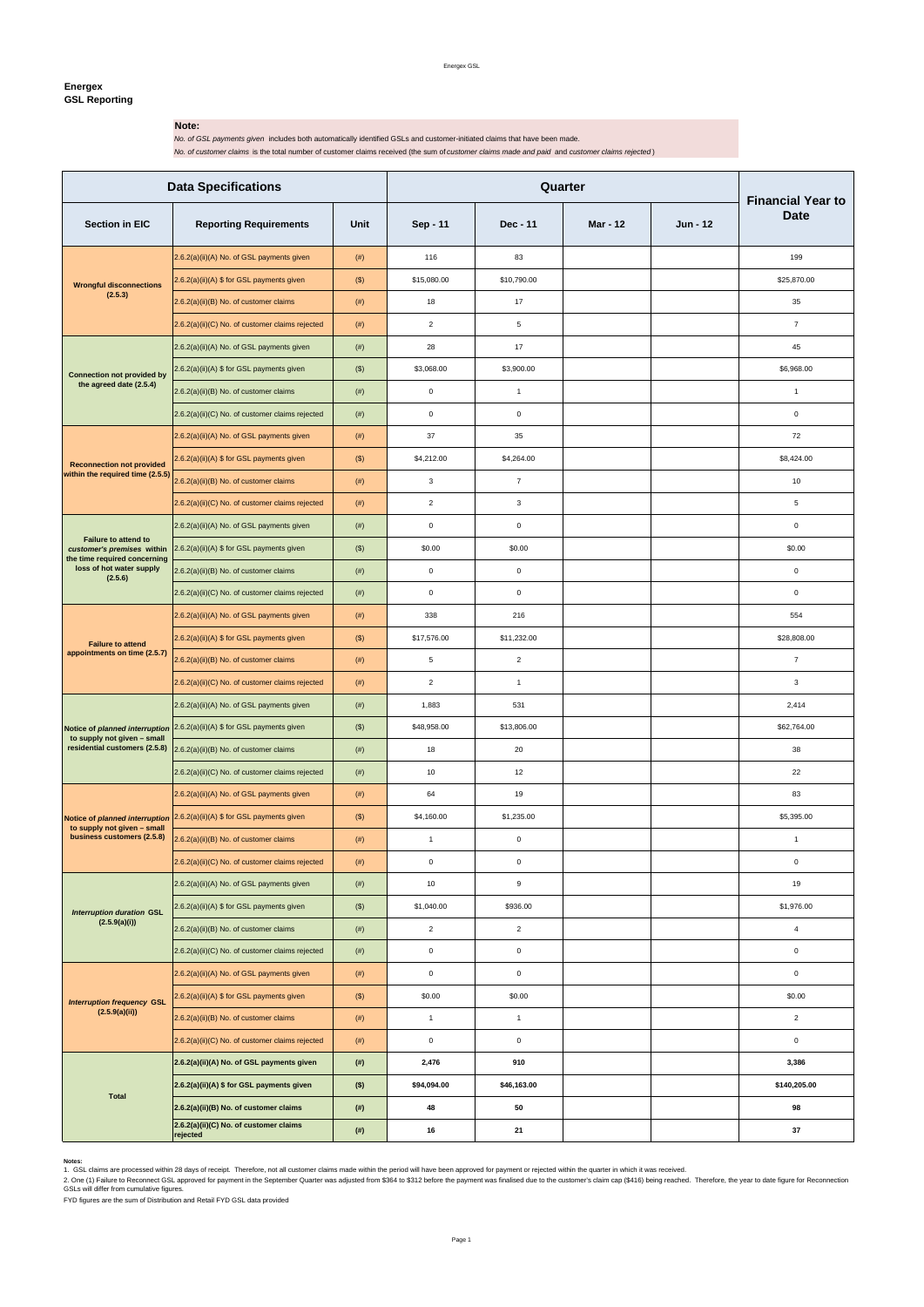**Energex**
**GSL Reporting**

**Note:**

*No. of GSL payments given* includes both automatically identified GSLs and customer-initiated claims that have been made.

*No. of customer claims* is the total number of customer claims received (the sum of *customer claims made and paid* and *customer claims rejected*)

| Data Specifications | | | Quarter | | | | Financial Year to Date |
|---|---|---|---|---|---|---|---|
| Section in EIC | Reporting Requirements | Unit | Sep - 11 | Dec - 11 | Mar - 12 | Jun - 12 | |
| Wrongful disconnections (2.5.3) | 2.6.2(a)(ii)(A) No. of GSL payments given | (#) | 116 | 83 | | | 199 |
| | 2.6.2(a)(ii)(A) $ for GSL payments given | ($) | $15,080.00 | $10,790.00 | | | $25,870.00 |
| | 2.6.2(a)(ii)(B) No. of customer claims | (#) | 18 | 17 | | | 35 |
| | 2.6.2(a)(ii)(C) No. of customer claims rejected | (#) | 2 | 5 | | | 7 |
| Connection not provided by the agreed date (2.5.4) | 2.6.2(a)(ii)(A) No. of GSL payments given | (#) | 28 | 17 | | | 45 |
| | 2.6.2(a)(ii)(A) $ for GSL payments given | ($) | $3,068.00 | $3,900.00 | | | $6,968.00 |
| | 2.6.2(a)(ii)(B) No. of customer claims | (#) | 0 | 1 | | | 1 |
| | 2.6.2(a)(ii)(C) No. of customer claims rejected | (#) | 0 | 0 | | | 0 |
| Reconnection not provided within the required time (2.5.5) | 2.6.2(a)(ii)(A) No. of GSL payments given | (#) | 37 | 35 | | | 72 |
| | 2.6.2(a)(ii)(A) $ for GSL payments given | ($) | $4,212.00 | $4,264.00 | | | $8,424.00 |
| | 2.6.2(a)(ii)(B) No. of customer claims | (#) | 3 | 7 | | | 10 |
| | 2.6.2(a)(ii)(C) No. of customer claims rejected | (#) | 2 | 3 | | | 5 |
| Failure to attend to *customer's premises* within the time required concerning loss of hot water supply (2.5.6) | 2.6.2(a)(ii)(A) No. of GSL payments given | (#) | 0 | 0 | | | 0 |
| | 2.6.2(a)(ii)(A) $ for GSL payments given | ($) | $0.00 | $0.00 | | | $0.00 |
| | 2.6.2(a)(ii)(B) No. of customer claims | (#) | 0 | 0 | | | 0 |
| | 2.6.2(a)(ii)(C) No. of customer claims rejected | (#) | 0 | 0 | | | 0 |
| Failure to attend appointments on time (2.5.7) | 2.6.2(a)(ii)(A) No. of GSL payments given | (#) | 338 | 216 | | | 554 |
| | 2.6.2(a)(ii)(A) $ for GSL payments given | ($) | $17,576.00 | $11,232.00 | | | $28,808.00 |
| | 2.6.2(a)(ii)(B) No. of customer claims | (#) | 5 | 2 | | | 7 |
| | 2.6.2(a)(ii)(C) No. of customer claims rejected | (#) | 2 | 1 | | | 3 |
| Notice of *planned interruption* to supply not given – small residential customers (2.5.8) | 2.6.2(a)(ii)(A) No. of GSL payments given | (#) | 1,883 | 531 | | | 2,414 |
| | 2.6.2(a)(ii)(A) $ for GSL payments given | ($) | $48,958.00 | $13,806.00 | | | $62,764.00 |
| | 2.6.2(a)(ii)(B) No. of customer claims | (#) | 18 | 20 | | | 38 |
| | 2.6.2(a)(ii)(C) No. of customer claims rejected | (#) | 10 | 12 | | | 22 |
| Notice of *planned interruption* to supply not given – small business customers (2.5.8) | 2.6.2(a)(ii)(A) No. of GSL payments given | (#) | 64 | 19 | | | 83 |
| | 2.6.2(a)(ii)(A) $ for GSL payments given | ($) | $4,160.00 | $1,235.00 | | | $5,395.00 |
| | 2.6.2(a)(ii)(B) No. of customer claims | (#) | 1 | 0 | | | 1 |
| | 2.6.2(a)(ii)(C) No. of customer claims rejected | (#) | 0 | 0 | | | 0 |
| *Interruption duration* GSL (2.5.9(a)(i)) | 2.6.2(a)(ii)(A) No. of GSL payments given | (#) | 10 | 9 | | | 19 |
| | 2.6.2(a)(ii)(A) $ for GSL payments given | ($) | $1,040.00 | $936.00 | | | $1,976.00 |
| | 2.6.2(a)(ii)(B) No. of customer claims | (#) | 2 | 2 | | | 4 |
| | 2.6.2(a)(ii)(C) No. of customer claims rejected | (#) | 0 | 0 | | | 0 |
| *Interruption frequency* GSL (2.5.9(a)(ii)) | 2.6.2(a)(ii)(A) No. of GSL payments given | (#) | 0 | 0 | | | 0 |
| | 2.6.2(a)(ii)(A) $ for GSL payments given | ($) | $0.00 | $0.00 | | | $0.00 |
| | 2.6.2(a)(ii)(B) No. of customer claims | (#) | 1 | 1 | | | 2 |
| | 2.6.2(a)(ii)(C) No. of customer claims rejected | (#) | 0 | 0 | | | 0 |
| **Total** | **2.6.2(a)(ii)(A) No. of GSL payments given** | **(#)** | **2,476** | **910** | | | **3,386** |
| | **2.6.2(a)(ii)(A) $ for GSL payments given** | **($)** | **$94,094.00** | **$46,163.00** | | | **$140,205.00** |
| | **2.6.2(a)(ii)(B) No. of customer claims** | **(#)** | **48** | **50** | | | **98** |
| | **2.6.2(a)(ii)(C) No. of customer claims rejected** | **(#)** | **16** | **21** | | | **37** |

**Notes:**

1. GSL claims are processed within 28 days of receipt. Therefore, not all customer claims made within the period will have been approved for payment or rejected within the quarter in which it was received.
2. One (1) Failure to Reconnect GSL approved for payment in the September Quarter was adjusted from $364 to $312 before the payment was finalised due to the customer's claim cap ($416) being reached. Therefore, the year to date figure for Reconnection GSLs will differ from cumulative figures.

FYD figures are the sum of Distribution and Retail FYD GSL data provided